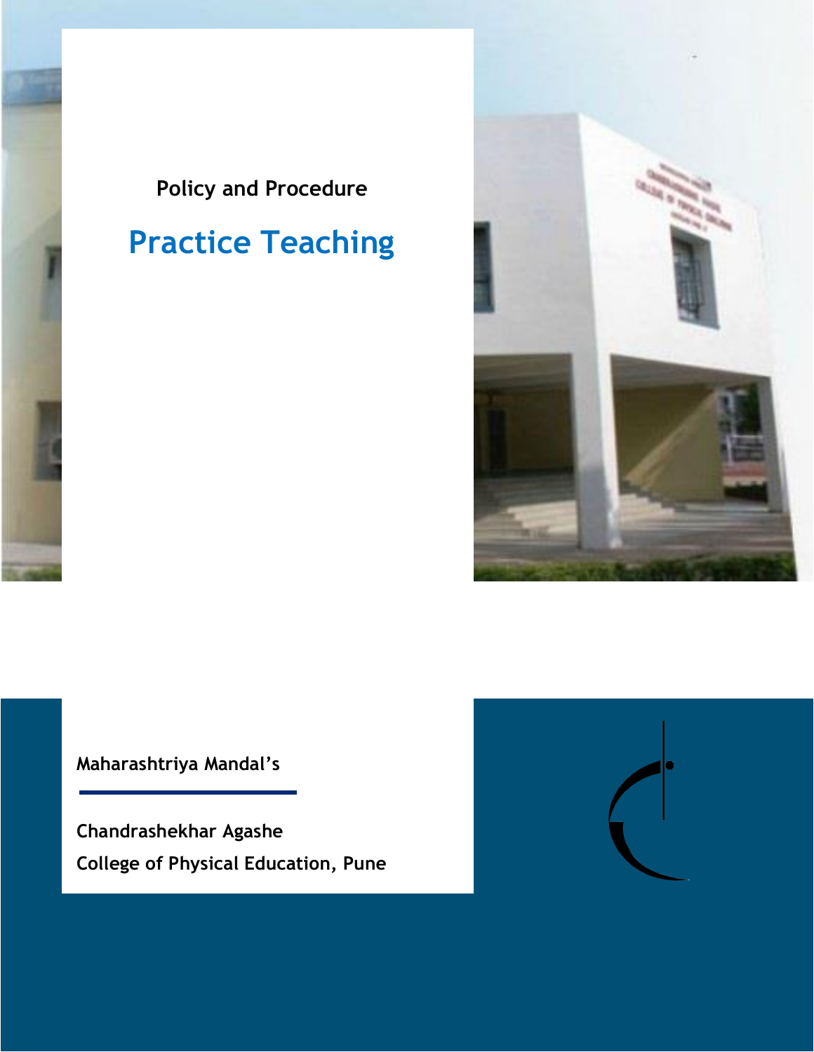Policy and Procedure

# Practice Teaching

**Maharashtriya Mandal's**

**Chandrashekhar Agashe**

**College of Physical Education, Pune**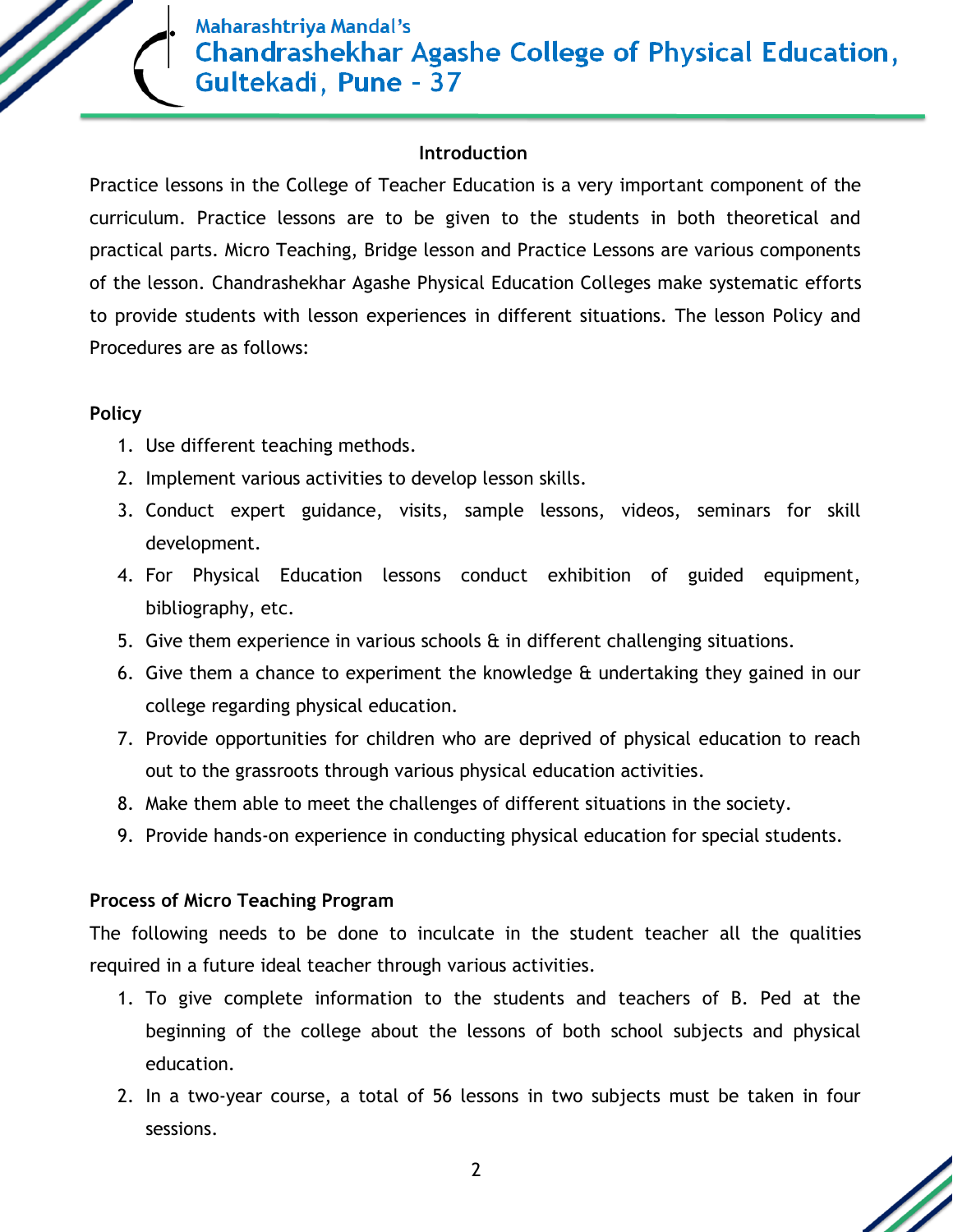## Introduction

Practice lessons in the College of Teacher Education is a very important component of the curriculum. Practice lessons are to be given to the students in both theoretical and practical parts. Micro Teaching, Bridge lesson and Practice Lessons are various components of the lesson. Chandrashekhar Agashe Physical Education Colleges make systematic efforts to provide students with lesson experiences in different situations. The lesson Policy and Procedures are as follows:

### Policy

1. Use different teaching methods.
2. Implement various activities to develop lesson skills.
3. Conduct expert guidance, visits, sample lessons, videos, seminars for skill development.
4. For Physical Education lessons conduct exhibition of guided equipment, bibliography, etc.
5. Give them experience in various schools & in different challenging situations.
6. Give them a chance to experiment the knowledge & undertaking they gained in our college regarding physical education.
7. Provide opportunities for children who are deprived of physical education to reach out to the grassroots through various physical education activities.
8. Make them able to meet the challenges of different situations in the society.
9. Provide hands-on experience in conducting physical education for special students.

### Process of Micro Teaching Program

The following needs to be done to inculcate in the student teacher all the qualities required in a future ideal teacher through various activities.

1. To give complete information to the students and teachers of B. Ped at the beginning of the college about the lessons of both school subjects and physical education.
2. In a two-year course, a total of 56 lessons in two subjects must be taken in four sessions.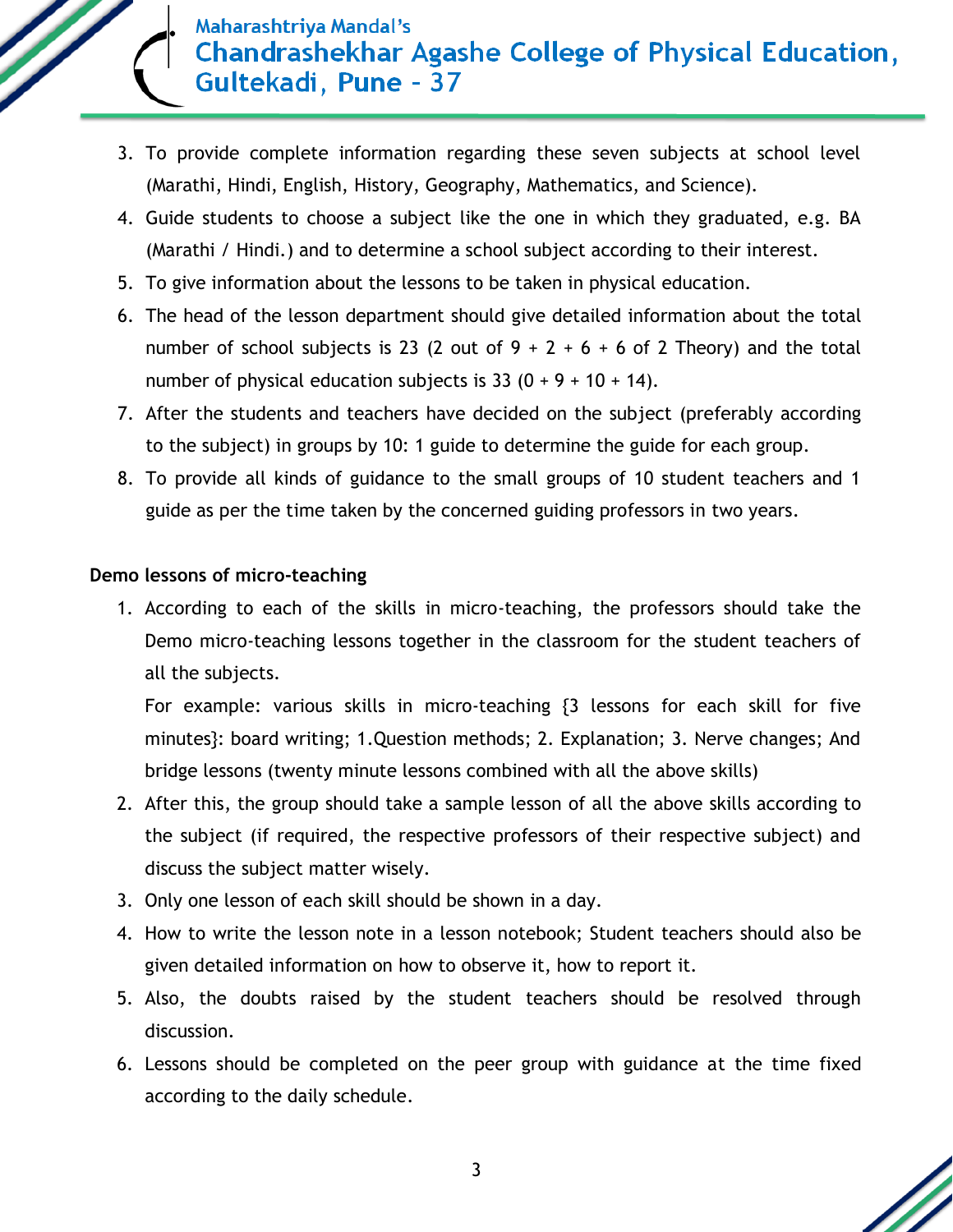3. To provide complete information regarding these seven subjects at school level (Marathi, Hindi, English, History, Geography, Mathematics, and Science).
4. Guide students to choose a subject like the one in which they graduated, e.g. BA (Marathi / Hindi.) and to determine a school subject according to their interest.
5. To give information about the lessons to be taken in physical education.
6. The head of the lesson department should give detailed information about the total number of school subjects is 23 (2 out of 9 + 2 + 6 + 6 of 2 Theory) and the total number of physical education subjects is 33 (0 + 9 + 10 + 14).
7. After the students and teachers have decided on the subject (preferably according to the subject) in groups by 10: 1 guide to determine the guide for each group.
8. To provide all kinds of guidance to the small groups of 10 student teachers and 1 guide as per the time taken by the concerned guiding professors in two years.

**Demo lessons of micro-teaching**

1. According to each of the skills in micro-teaching, the professors should take the Demo micro-teaching lessons together in the classroom for the student teachers of all the subjects.

   For example: various skills in micro-teaching {3 lessons for each skill for five minutes}: board writing; 1.Question methods; 2. Explanation; 3. Nerve changes; And bridge lessons (twenty minute lessons combined with all the above skills)
2. After this, the group should take a sample lesson of all the above skills according to the subject (if required, the respective professors of their respective subject) and discuss the subject matter wisely.
3. Only one lesson of each skill should be shown in a day.
4. How to write the lesson note in a lesson notebook; Student teachers should also be given detailed information on how to observe it, how to report it.
5. Also, the doubts raised by the student teachers should be resolved through discussion.
6. Lessons should be completed on the peer group with guidance at the time fixed according to the daily schedule.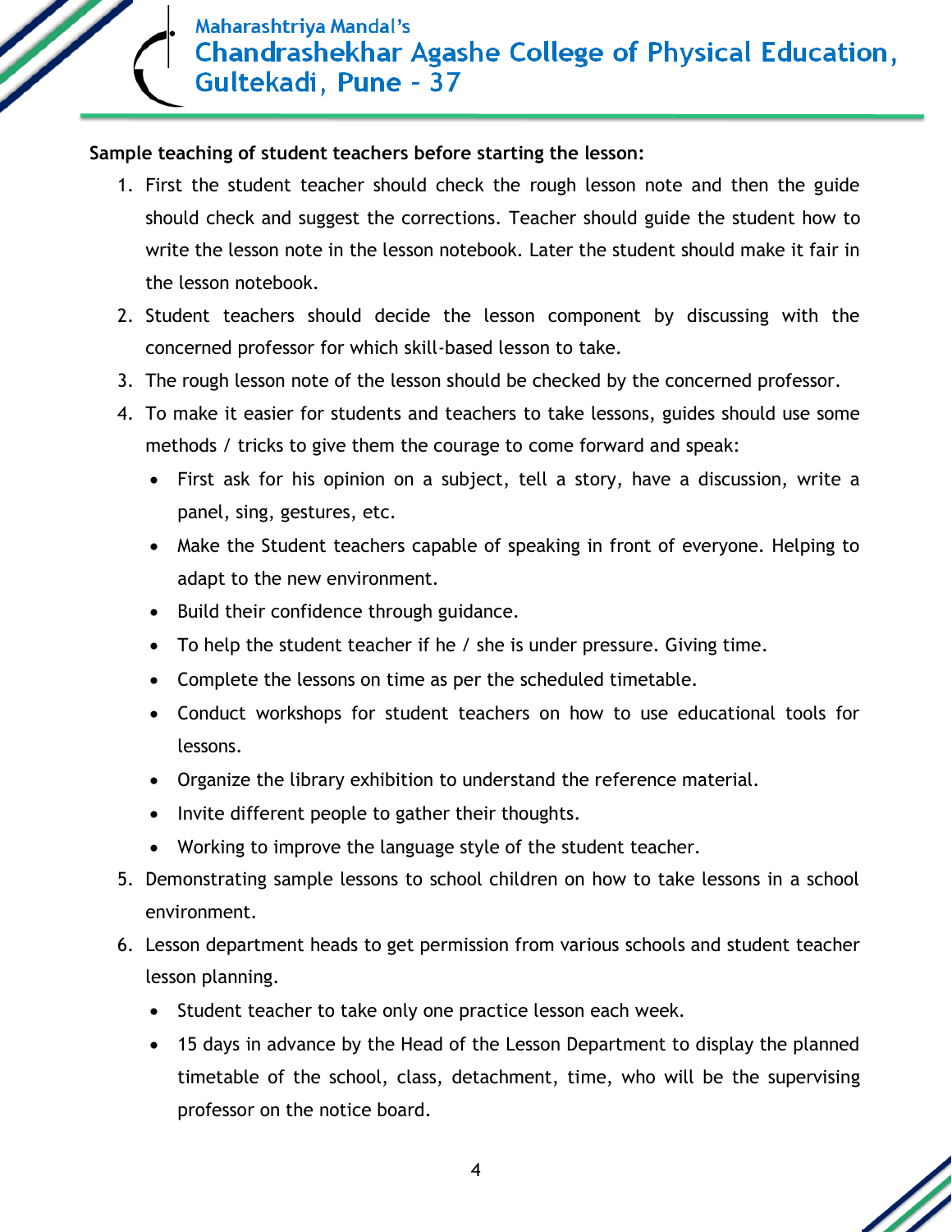**Sample teaching of student teachers before starting the lesson:**

1. First the student teacher should check the rough lesson note and then the guide should check and suggest the corrections. Teacher should guide the student how to write the lesson note in the lesson notebook. Later the student should make it fair in the lesson notebook.
2. Student teachers should decide the lesson component by discussing with the concerned professor for which skill-based lesson to take.
3. The rough lesson note of the lesson should be checked by the concerned professor.
4. To make it easier for students and teachers to take lessons, guides should use some methods / tricks to give them the courage to come forward and speak:
    - First ask for his opinion on a subject, tell a story, have a discussion, write a panel, sing, gestures, etc.
    - Make the Student teachers capable of speaking in front of everyone. Helping to adapt to the new environment.
    - Build their confidence through guidance.
    - To help the student teacher if he / she is under pressure. Giving time.
    - Complete the lessons on time as per the scheduled timetable.
    - Conduct workshops for student teachers on how to use educational tools for lessons.
    - Organize the library exhibition to understand the reference material.
    - Invite different people to gather their thoughts.
    - Working to improve the language style of the student teacher.
5. Demonstrating sample lessons to school children on how to take lessons in a school environment.
6. Lesson department heads to get permission from various schools and student teacher lesson planning.
    - Student teacher to take only one practice lesson each week.
    - 15 days in advance by the Head of the Lesson Department to display the planned timetable of the school, class, detachment, time, who will be the supervising professor on the notice board.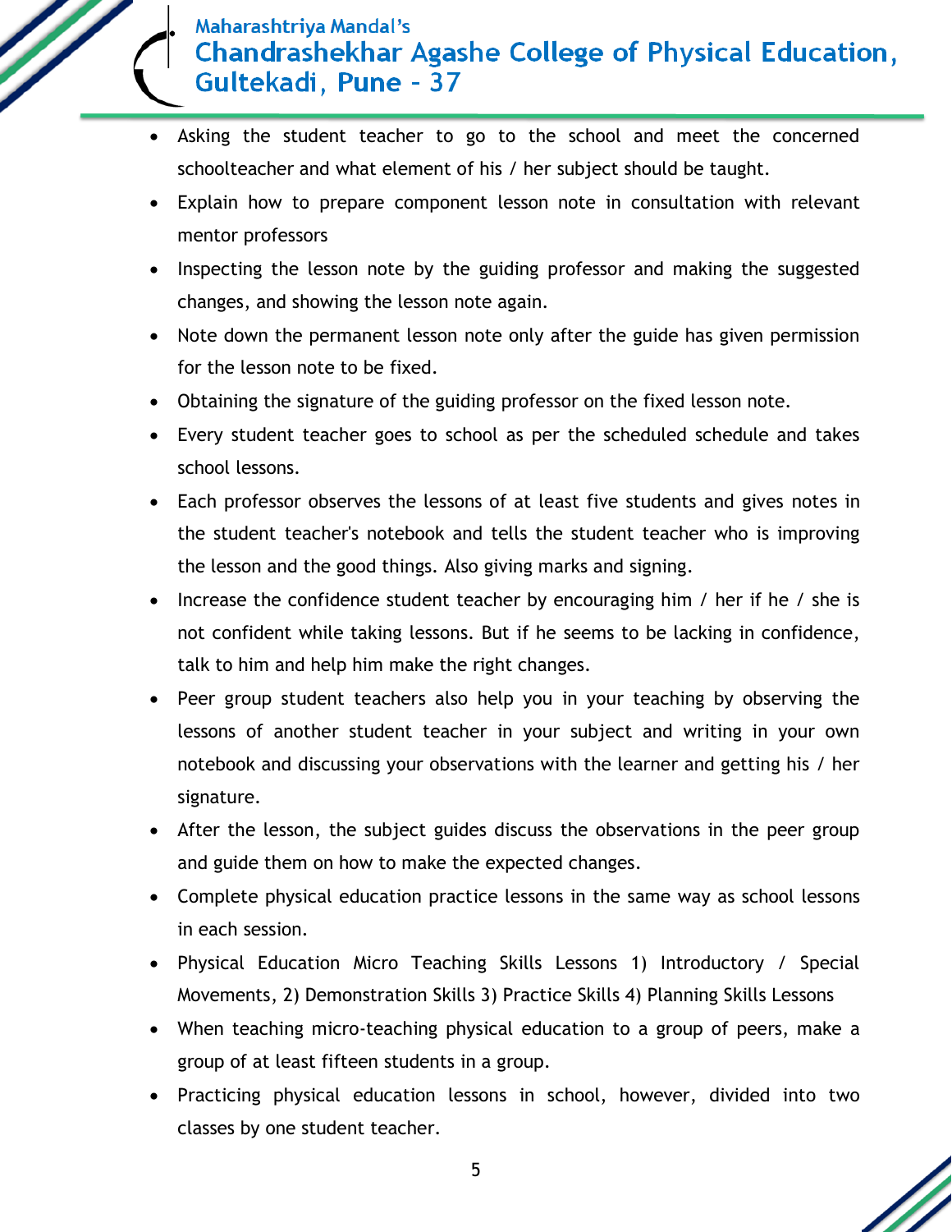- Asking the student teacher to go to the school and meet the concerned schoolteacher and what element of his / her subject should be taught.
- Explain how to prepare component lesson note in consultation with relevant mentor professors
- Inspecting the lesson note by the guiding professor and making the suggested changes, and showing the lesson note again.
- Note down the permanent lesson note only after the guide has given permission for the lesson note to be fixed.
- Obtaining the signature of the guiding professor on the fixed lesson note.
- Every student teacher goes to school as per the scheduled schedule and takes school lessons.
- Each professor observes the lessons of at least five students and gives notes in the student teacher's notebook and tells the student teacher who is improving the lesson and the good things. Also giving marks and signing.
- Increase the confidence student teacher by encouraging him / her if he / she is not confident while taking lessons. But if he seems to be lacking in confidence, talk to him and help him make the right changes.
- Peer group student teachers also help you in your teaching by observing the lessons of another student teacher in your subject and writing in your own notebook and discussing your observations with the learner and getting his / her signature.
- After the lesson, the subject guides discuss the observations in the peer group and guide them on how to make the expected changes.
- Complete physical education practice lessons in the same way as school lessons in each session.
- Physical Education Micro Teaching Skills Lessons 1) Introductory / Special Movements, 2) Demonstration Skills 3) Practice Skills 4) Planning Skills Lessons
- When teaching micro-teaching physical education to a group of peers, make a group of at least fifteen students in a group.
- Practicing physical education lessons in school, however, divided into two classes by one student teacher.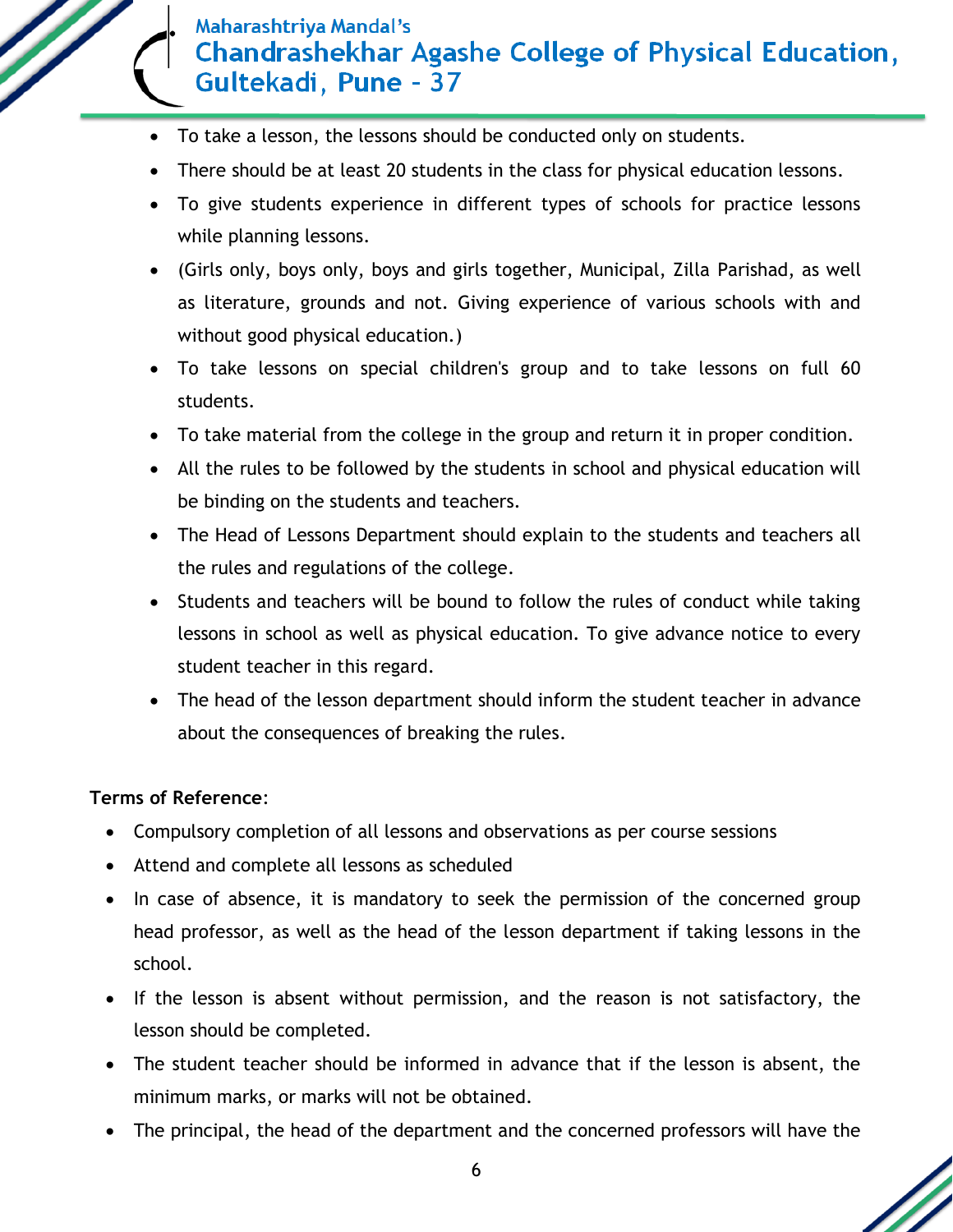- To take a lesson, the lessons should be conducted only on students.
- There should be at least 20 students in the class for physical education lessons.
- To give students experience in different types of schools for practice lessons while planning lessons.
- (Girls only, boys only, boys and girls together, Municipal, Zilla Parishad, as well as literature, grounds and not. Giving experience of various schools with and without good physical education.)
- To take lessons on special children's group and to take lessons on full 60 students.
- To take material from the college in the group and return it in proper condition.
- All the rules to be followed by the students in school and physical education will be binding on the students and teachers.
- The Head of Lessons Department should explain to the students and teachers all the rules and regulations of the college.
- Students and teachers will be bound to follow the rules of conduct while taking lessons in school as well as physical education. To give advance notice to every student teacher in this regard.
- The head of the lesson department should inform the student teacher in advance about the consequences of breaking the rules.

**Terms of Reference**:

- Compulsory completion of all lessons and observations as per course sessions
- Attend and complete all lessons as scheduled
- In case of absence, it is mandatory to seek the permission of the concerned group head professor, as well as the head of the lesson department if taking lessons in the school.
- If the lesson is absent without permission, and the reason is not satisfactory, the lesson should be completed.
- The student teacher should be informed in advance that if the lesson is absent, the minimum marks, or marks will not be obtained.
- The principal, the head of the department and the concerned professors will have the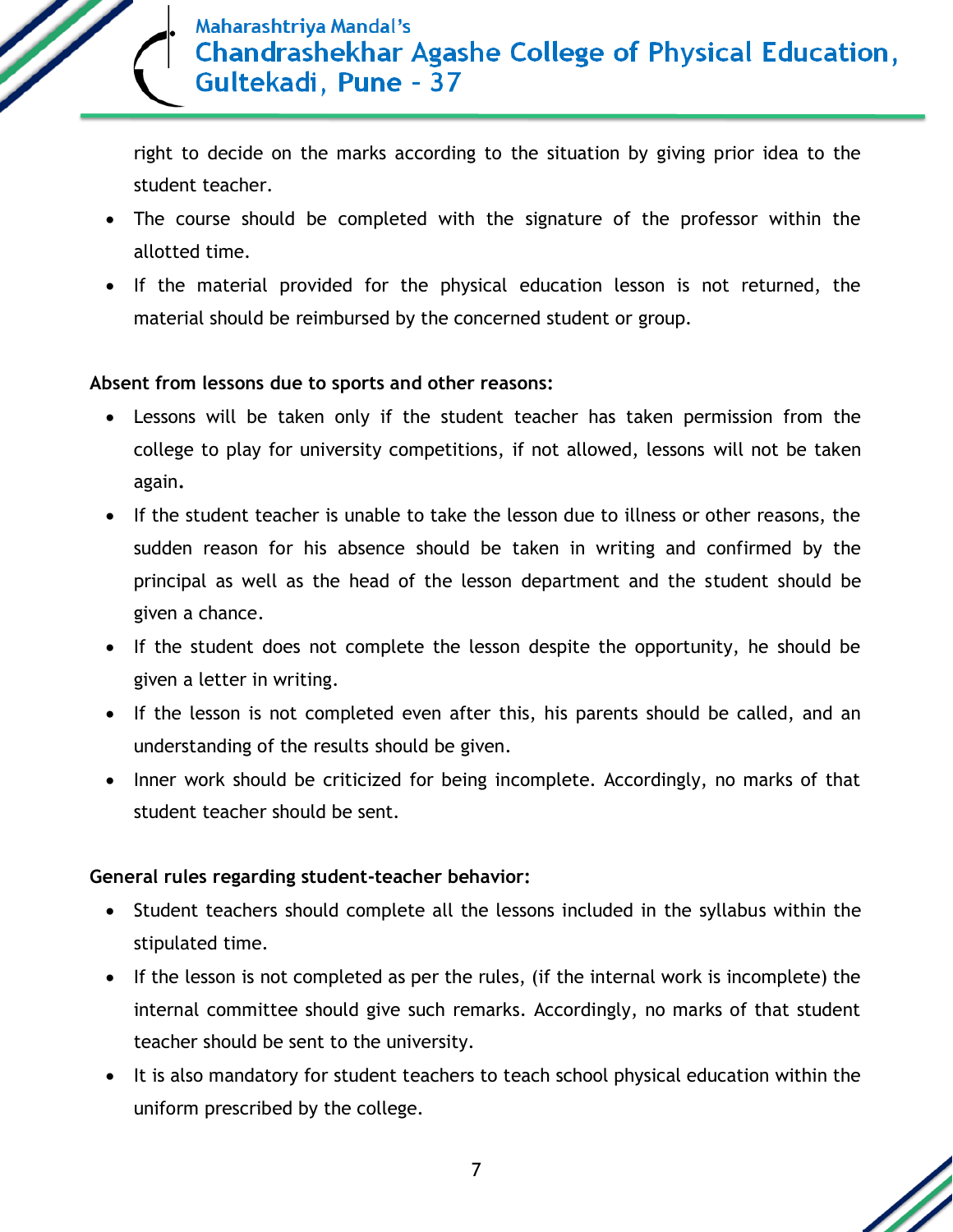right to decide on the marks according to the situation by giving prior idea to the student teacher.

- The course should be completed with the signature of the professor within the allotted time.
- If the material provided for the physical education lesson is not returned, the material should be reimbursed by the concerned student or group.

**Absent from lessons due to sports and other reasons:**

- Lessons will be taken only if the student teacher has taken permission from the college to play for university competitions, if not allowed, lessons will not be taken again.
- If the student teacher is unable to take the lesson due to illness or other reasons, the sudden reason for his absence should be taken in writing and confirmed by the principal as well as the head of the lesson department and the student should be given a chance.
- If the student does not complete the lesson despite the opportunity, he should be given a letter in writing.
- If the lesson is not completed even after this, his parents should be called, and an understanding of the results should be given.
- Inner work should be criticized for being incomplete. Accordingly, no marks of that student teacher should be sent.

**General rules regarding student-teacher behavior:**

- Student teachers should complete all the lessons included in the syllabus within the stipulated time.
- If the lesson is not completed as per the rules, (if the internal work is incomplete) the internal committee should give such remarks. Accordingly, no marks of that student teacher should be sent to the university.
- It is also mandatory for student teachers to teach school physical education within the uniform prescribed by the college.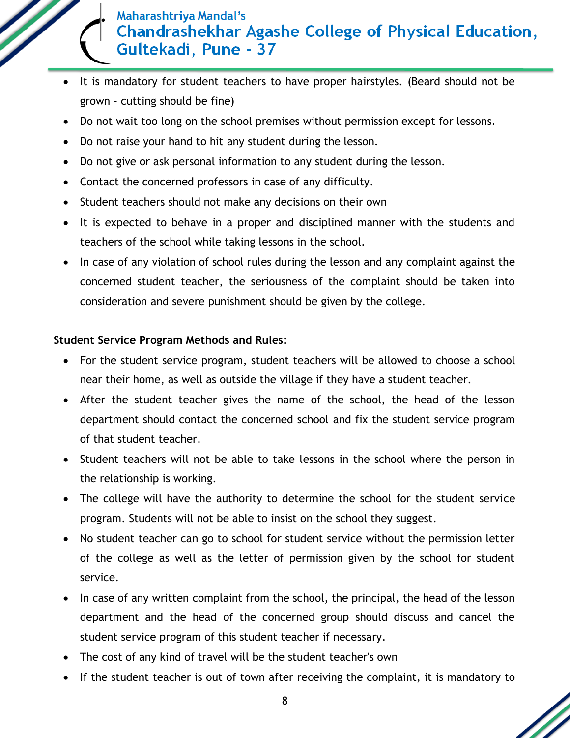- It is mandatory for student teachers to have proper hairstyles. (Beard should not be grown - cutting should be fine)
- Do not wait too long on the school premises without permission except for lessons.
- Do not raise your hand to hit any student during the lesson.
- Do not give or ask personal information to any student during the lesson.
- Contact the concerned professors in case of any difficulty.
- Student teachers should not make any decisions on their own
- It is expected to behave in a proper and disciplined manner with the students and teachers of the school while taking lessons in the school.
- In case of any violation of school rules during the lesson and any complaint against the concerned student teacher, the seriousness of the complaint should be taken into consideration and severe punishment should be given by the college.

**Student Service Program Methods and Rules:**

- For the student service program, student teachers will be allowed to choose a school near their home, as well as outside the village if they have a student teacher.
- After the student teacher gives the name of the school, the head of the lesson department should contact the concerned school and fix the student service program of that student teacher.
- Student teachers will not be able to take lessons in the school where the person in the relationship is working.
- The college will have the authority to determine the school for the student service program. Students will not be able to insist on the school they suggest.
- No student teacher can go to school for student service without the permission letter of the college as well as the letter of permission given by the school for student service.
- In case of any written complaint from the school, the principal, the head of the lesson department and the head of the concerned group should discuss and cancel the student service program of this student teacher if necessary.
- The cost of any kind of travel will be the student teacher's own
- If the student teacher is out of town after receiving the complaint, it is mandatory to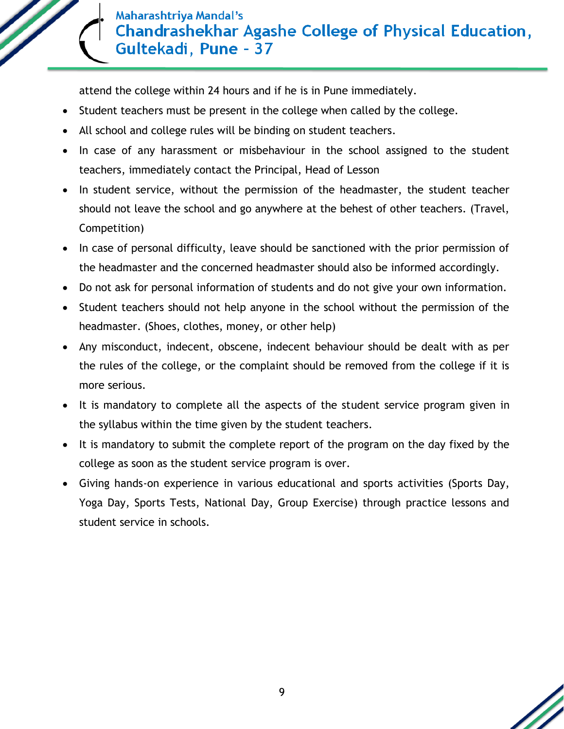attend the college within 24 hours and if he is in Pune immediately.

- Student teachers must be present in the college when called by the college.
- All school and college rules will be binding on student teachers.
- In case of any harassment or misbehaviour in the school assigned to the student teachers, immediately contact the Principal, Head of Lesson
- In student service, without the permission of the headmaster, the student teacher should not leave the school and go anywhere at the behest of other teachers. (Travel, Competition)
- In case of personal difficulty, leave should be sanctioned with the prior permission of the headmaster and the concerned headmaster should also be informed accordingly.
- Do not ask for personal information of students and do not give your own information.
- Student teachers should not help anyone in the school without the permission of the headmaster. (Shoes, clothes, money, or other help)
- Any misconduct, indecent, obscene, indecent behaviour should be dealt with as per the rules of the college, or the complaint should be removed from the college if it is more serious.
- It is mandatory to complete all the aspects of the student service program given in the syllabus within the time given by the student teachers.
- It is mandatory to submit the complete report of the program on the day fixed by the college as soon as the student service program is over.
- Giving hands-on experience in various educational and sports activities (Sports Day, Yoga Day, Sports Tests, National Day, Group Exercise) through practice lessons and student service in schools.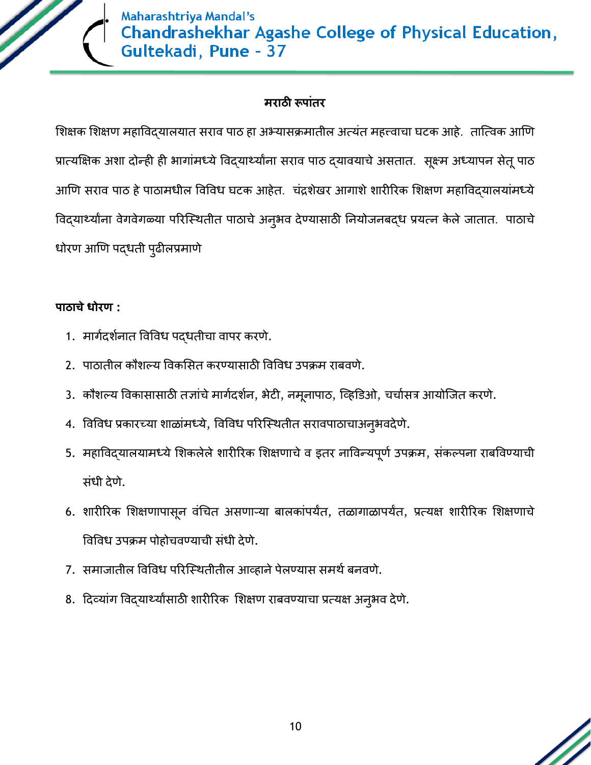## मराठी रूपांतर

शिक्षक शिक्षण महाविद्यालयात सराव पाठ हा अभ्यासक्रमातील अत्यंत महत्त्वाचा घटक आहे. तात्त्विक आणि प्रात्यक्षिक अशा दोन्ही ही भागांमध्ये विद्यार्थ्यांना सराव पाठ द्यावयाचे असतात. सूक्ष्म अध्यापन सेतू पाठ आणि सराव पाठ हे पाठामधील विविध घटक आहेत. चंद्रशेखर आगाशे शारीरिक शिक्षण महाविद्यालयांमध्ये विद्यार्थ्यांना वेगवेगळ्या परिस्थितीत पाठाचे अनुभव देण्यासाठी नियोजनबद्ध प्रयत्न केले जातात. पाठाचे धोरण आणि पद्धती पुढीलप्रमाणे

**पाठाचे धोरण :**

1. मार्गदर्शनात विविध पद्धतीचा वापर करणे.
2. पाठातील कौशल्य विकसित करण्यासाठी विविध उपक्रम राबवणे.
3. कौशल्य विकासासाठी तज्ञांचे मार्गदर्शन, भेटी, नमूनापाठ, व्हिडिओ, चर्चासत्र आयोजित करणे.
4. विविध प्रकारच्या शाळांमध्ये, विविध परिस्थितीत सरावपाठाचाअनुभवदेणे.
5. महाविद्यालयामध्ये शिकलेले शारीरिक शिक्षणाचे व इतर नाविन्यपूर्ण उपक्रम, संकल्पना राबविण्याची संधी देणे.
6. शारीरिक शिक्षणापासून वंचित असणाऱ्या बालकांपर्यंत, तळागाळापर्यंत, प्रत्यक्ष शारीरिक शिक्षणाचे विविध उपक्रम पोहोचवण्याची संधी देणे.
7. समाजातील विविध परिस्थितीतील आव्हाने पेलण्यास समर्थ बनवणे.
8. दिव्यांग विद्यार्थ्यांसाठी शारीरिक शिक्षण राबवण्याचा प्रत्यक्ष अनुभव देणे.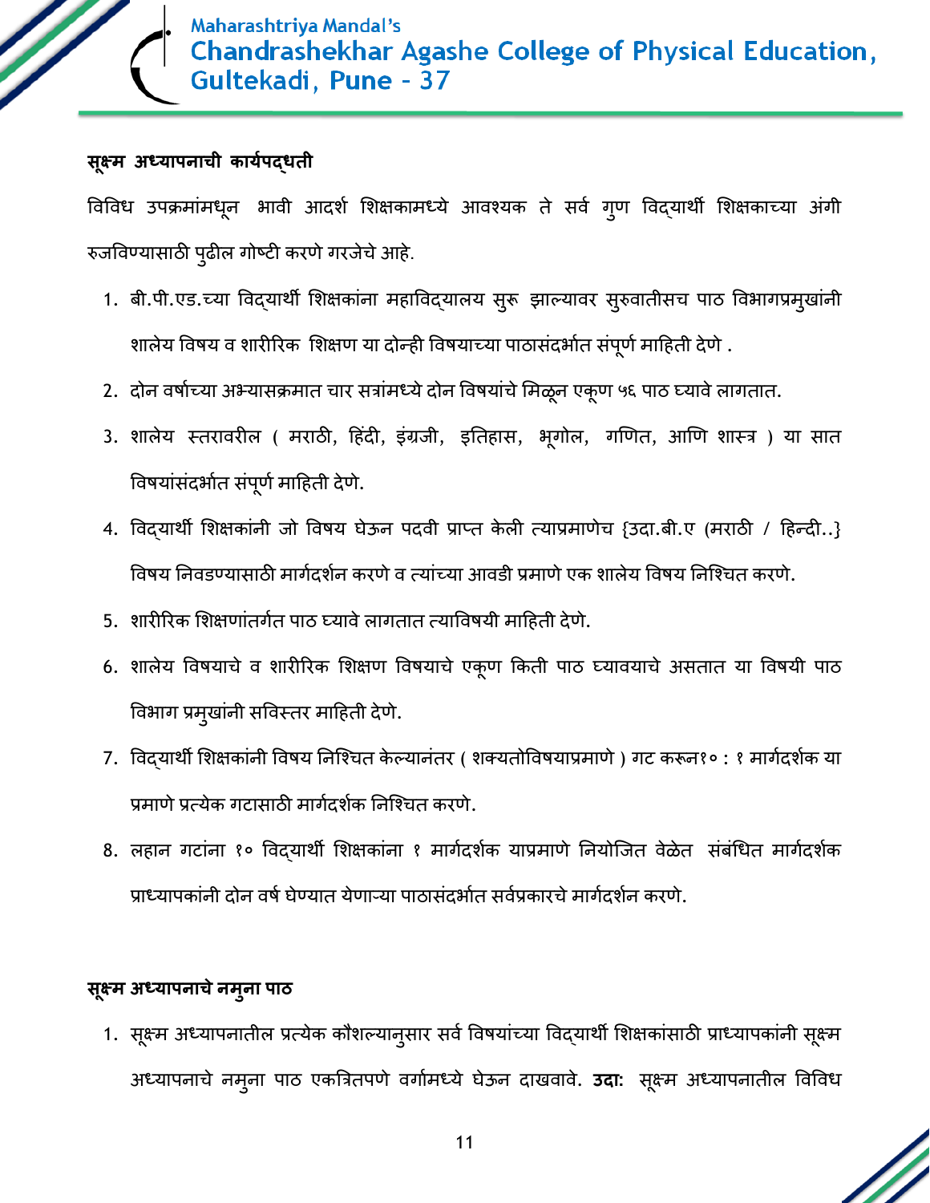**सूक्ष्म अध्यापनाची कार्यपद्धती**

विविध उपक्रमांमधून भावी आदर्श शिक्षकामध्ये आवश्यक ते सर्व गुण विद्यार्थी शिक्षकाच्या अंगी रुजविण्यासाठी पुढील गोष्टी करणे गरजेचे आहे.

1. बी.पी.एड.च्या विद्यार्थी शिक्षकांना महाविद्यालय सुरू झाल्यावर सुरुवातीसच पाठ विभागप्रमुखांनी शालेय विषय व शारीरिक शिक्षण या दोन्ही विषयाच्या पाठासंदर्भात संपूर्ण माहिती देणे .
2. दोन वर्षाच्या अभ्यासक्रमात चार सत्रांमध्ये दोन विषयांचे मिळून एकूण ५६ पाठ घ्यावे लागतात.
3. शालेय स्तरावरील ( मराठी, हिंदी, इंग्रजी, इतिहास, भूगोल, गणित, आणि शास्त्र ) या सात विषयांसंदर्भात संपूर्ण माहिती देणे.
4. विद्यार्थी शिक्षकांनी जो विषय घेऊन पदवी प्राप्त केली त्याप्रमाणेच {उदा.बी.ए (मराठी / हिन्दी..} विषय निवडण्यासाठी मार्गदर्शन करणे व त्यांच्या आवडी प्रमाणे एक शालेय विषय निश्चित करणे.
5. शारीरिक शिक्षणांतर्गत पाठ घ्यावे लागतात त्याविषयी माहिती देणे.
6. शालेय विषयाचे व शारीरिक शिक्षण विषयाचे एकूण किती पाठ घ्यावयाचे असतात या विषयी पाठ विभाग प्रमुखांनी सविस्तर माहिती देणे.
7. विद्यार्थी शिक्षकांनी विषय निश्चित केल्यानंतर ( शक्यतोविषयाप्रमाणे ) गट करून१० : १ मार्गदर्शक या प्रमाणे प्रत्येक गटासाठी मार्गदर्शक निश्चित करणे.
8. लहान गटांना १० विद्यार्थी शिक्षकांना १ मार्गदर्शक याप्रमाणे नियोजित वेळेत संबंधित मार्गदर्शक प्राध्यापकांनी दोन वर्ष घेण्यात येणाऱ्या पाठासंदर्भात सर्वप्रकारचे मार्गदर्शन करणे.

**सूक्ष्म अध्यापनाचे नमुना पाठ**

1. सूक्ष्म अध्यापनातील प्रत्येक कौशल्यानुसार सर्व विषयांच्या विद्यार्थी शिक्षकांसाठी प्राध्यापकांनी सूक्ष्म अध्यापनाचे नमुना पाठ एकत्रितपणे वर्गामध्ये घेऊन दाखवावे. **उदा:** सूक्ष्म अध्यापनातील विविध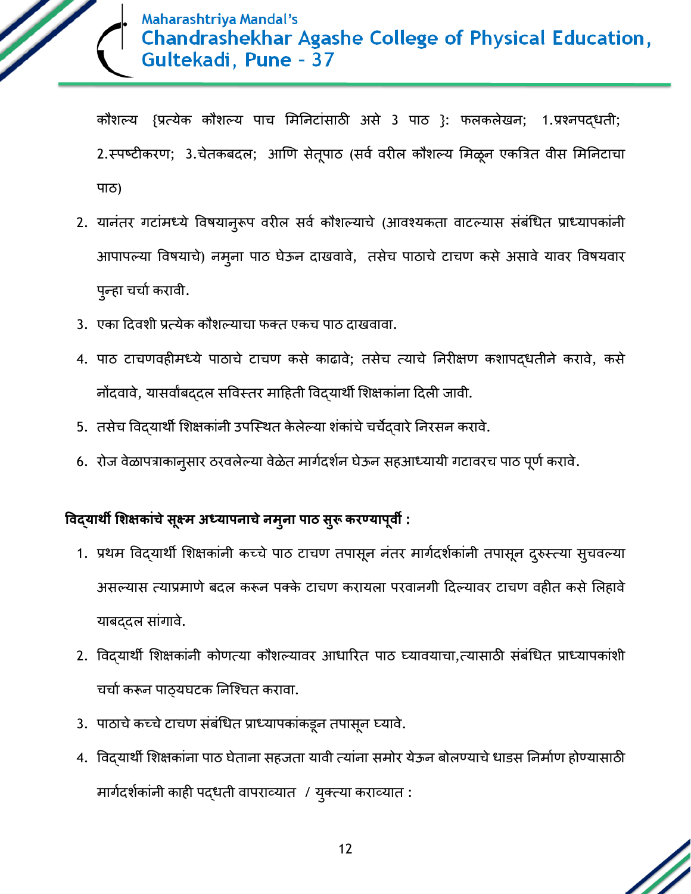कौशल्य {प्रत्येक कौशल्य पाच मिनिटांसाठी असे 3 पाठ }: फलकलेखन; 1.प्रश्नपद्धती; 2.स्पष्टीकरण; 3.चेतकबदल; आणि सेतूपाठ (सर्व वरील कौशल्य मिळून एकत्रित वीस मिनिटाचा पाठ)

2. यानंतर गटांमध्ये विषयानुरूप वरील सर्व कौशल्याचे (आवश्यकता वाटल्यास संबंधित प्राध्यापकांनी आपापल्या विषयाचे) नमुना पाठ घेऊन दाखवावे, तसेच पाठाचे टाचण कसे असावे यावर विषयवार पुन्हा चर्चा करावी.
3. एका दिवशी प्रत्येक कौशल्याचा फक्त एकच पाठ दाखवावा.
4. पाठ टाचणवहीमध्ये पाठाचे टाचण कसे काढावे; तसेच त्याचे निरीक्षण कशापद्धतीने करावे, कसे नोंदवावे, यासर्वांबद्दल सविस्तर माहिती विद्यार्थी शिक्षकांना दिली जावी.
5. तसेच विद्यार्थी शिक्षकांनी उपस्थित केलेल्या शंकांचे चर्चेद्वारे निरसन करावे.
6. रोज वेळापत्राकानुसार ठरवलेल्या वेळेत मार्गदर्शन घेऊन सहआध्यायी गटावरच पाठ पूर्ण करावे.

**विद्यार्थी शिक्षकांचे सूक्ष्म अध्यापनाचे नमुना पाठ सुरू करण्यापूर्वी :**

1. प्रथम विद्यार्थी शिक्षकांनी कच्चे पाठ टाचण तपासून नंतर मार्गदर्शकांनी तपासून दुरुस्त्या सुचवल्या असल्यास त्याप्रमाणे बदल करून पक्के टाचण करायला परवानगी दिल्यावर टाचण वहीत कसे लिहावे याबद्दल सांगावे.
2. विद्यार्थी शिक्षकांनी कोणत्या कौशल्यावर आधारित पाठ घ्यावयाचा,त्यासाठी संबंधित प्राध्यापकांशी चर्चा करून पाठ्यघटक निश्चित करावा.
3. पाठाचे कच्चे टाचण संबंधित प्राध्यापकांकडून तपासून घ्यावे.
4. विद्यार्थी शिक्षकांना पाठ घेताना सहजता यावी त्यांना समोर येऊन बोलण्याचे धाडस निर्माण होण्यासाठी मार्गदर्शकांनी काही पद्धती वापराव्यात / युक्त्या कराव्यात :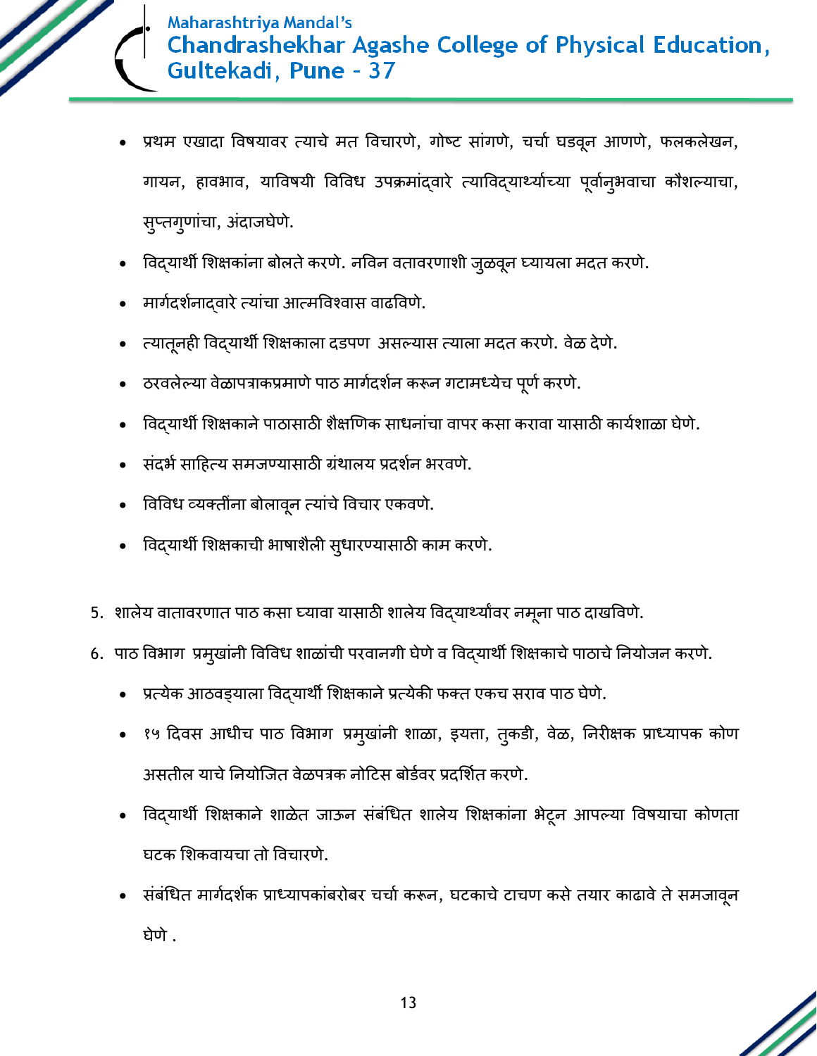- प्रथम एखादा विषयावर त्याचे मत विचारणे, गोष्ट सांगणे, चर्चा घडवून आणणे, फलकलेखन, गायन, हावभाव, याविषयी विविध उपक्रमांद्वारे त्याविद्यार्थ्याच्या पूर्वानुभवाचा कौशल्याचा, सुप्तगुणांचा, अंदाजघेणे.
- विद्यार्थी शिक्षकांना बोलते करणे. नविन वतावरणाशी जुळवून घ्यायला मदत करणे.
- मार्गदर्शनाद्वारे त्यांचा आत्मविश्वास वाढविणे.
- त्यातूनही विद्यार्थी शिक्षकाला दडपण असल्यास त्याला मदत करणे. वेळ देणे.
- ठरवलेल्या वेळापत्राकप्रमाणे पाठ मार्गदर्शन करून गटामध्येच पूर्ण करणे.
- विद्यार्थी शिक्षकाने पाठासाठी शैक्षणिक साधनांचा वापर कसा करावा यासाठी कार्यशाळा घेणे.
- संदर्भ साहित्य समजण्यासाठी ग्रंथालय प्रदर्शन भरवणे.
- विविध व्यक्तींना बोलावून त्यांचे विचार एकवणे.
- विद्यार्थी शिक्षकाची भाषाशैली सुधारण्यासाठी काम करणे.

5. शालेय वातावरणात पाठ कसा घ्यावा यासाठी शालेय विद्यार्थ्यांवर नमूना पाठ दाखविणे.
6. पाठ विभाग प्रमुखांनी विविध शाळांची परवानगी घेणे व विद्यार्थी शिक्षकाचे पाठाचे नियोजन करणे.
   - प्रत्येक आठवड्याला विद्यार्थी शिक्षकाने प्रत्येकी फक्त एकच सराव पाठ घेणे.
   - १५ दिवस आधीच पाठ विभाग प्रमुखांनी शाळा, इयत्ता, तुकडी, वेळ, निरीक्षक प्राध्यापक कोण असतील याचे नियोजित वेळपत्रक नोटिस बोर्डवर प्रदर्शित करणे.
   - विद्यार्थी शिक्षकाने शाळेत जाऊन संबंधित शालेय शिक्षकांना भेटून आपल्या विषयाचा कोणता घटक शिकवायचा तो विचारणे.
   - संबंधित मार्गदर्शक प्राध्यापकांबरोबर चर्चा करून, घटकाचे टाचण कसे तयार काढावे ते समजावून घेणे .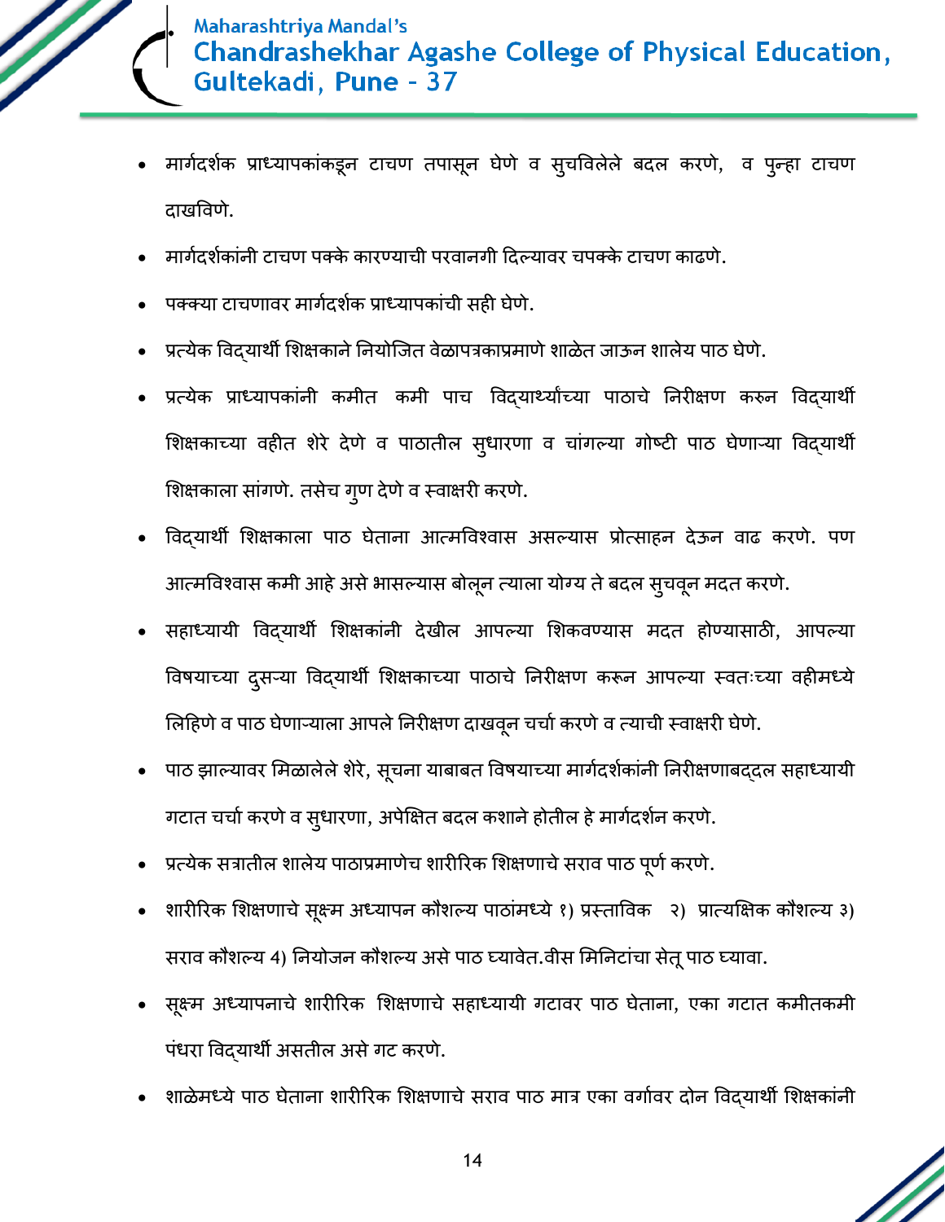- मार्गदर्शक प्राध्यापकांकडून टाचण तपासून घेणे व सुचविलेले बदल करणे, व पुन्हा टाचण दाखविणे.
- मार्गदर्शकांनी टाचण पक्के कारण्याची परवानगी दिल्यावर चपक्के टाचण काढणे.
- पक्क्या टाचणावर मार्गदर्शक प्राध्यापकांची सही घेणे.
- प्रत्येक विद्यार्थी शिक्षकाने नियोजित वेळापत्रकाप्रमाणे शाळेत जाऊन शालेय पाठ घेणे.
- प्रत्येक प्राध्यापकांनी कमीत कमी पाच विद्यार्थ्यांच्या पाठाचे निरीक्षण करुन विद्यार्थी शिक्षकाच्या वहीत शेरे देणे व पाठातील सुधारणा व चांगल्या गोष्टी पाठ घेणाऱ्या विद्यार्थी शिक्षकाला सांगणे. तसेच गुण देणे व स्वाक्षरी करणे.
- विद्यार्थी शिक्षकाला पाठ घेताना आत्मविश्वास असल्यास प्रोत्साहन देऊन वाढ करणे. पण आत्मविश्वास कमी आहे असे भासल्यास बोलून त्याला योग्य ते बदल सुचवून मदत करणे.
- सहाध्यायी विद्यार्थी शिक्षकांनी देखील आपल्या शिकवण्यास मदत होण्यासाठी, आपल्या विषयाच्या दुसऱ्या विद्यार्थी शिक्षकाच्या पाठाचे निरीक्षण करून आपल्या स्वतःच्या वहीमध्ये लिहिणे व पाठ घेणाऱ्याला आपले निरीक्षण दाखवून चर्चा करणे व त्याची स्वाक्षरी घेणे.
- पाठ झाल्यावर मिळालेले शेरे, सूचना याबाबत विषयाच्या मार्गदर्शकांनी निरीक्षणाबद्दल सहाध्यायी गटात चर्चा करणे व सुधारणा, अपेक्षित बदल कशाने होतील हे मार्गदर्शन करणे.
- प्रत्येक सत्रातील शालेय पाठाप्रमाणेच शारीरिक शिक्षणाचे सराव पाठ पूर्ण करणे.
- शारीरिक शिक्षणाचे सूक्ष्म अध्यापन कौशल्य पाठांमध्ये १) प्रस्ताविक २) प्रात्यक्षिक कौशल्य ३) सराव कौशल्य 4) नियोजन कौशल्य असे पाठ घ्यावेत.वीस मिनिटांचा सेतू पाठ घ्यावा.
- सूक्ष्म अध्यापनाचे शारीरिक शिक्षणाचे सहाध्यायी गटावर पाठ घेताना, एका गटात कमीतकमी पंधरा विद्यार्थी असतील असे गट करणे.
- शाळेमध्ये पाठ घेताना शारीरिक शिक्षणाचे सराव पाठ मात्र एका वर्गावर दोन विद्यार्थी शिक्षकांनी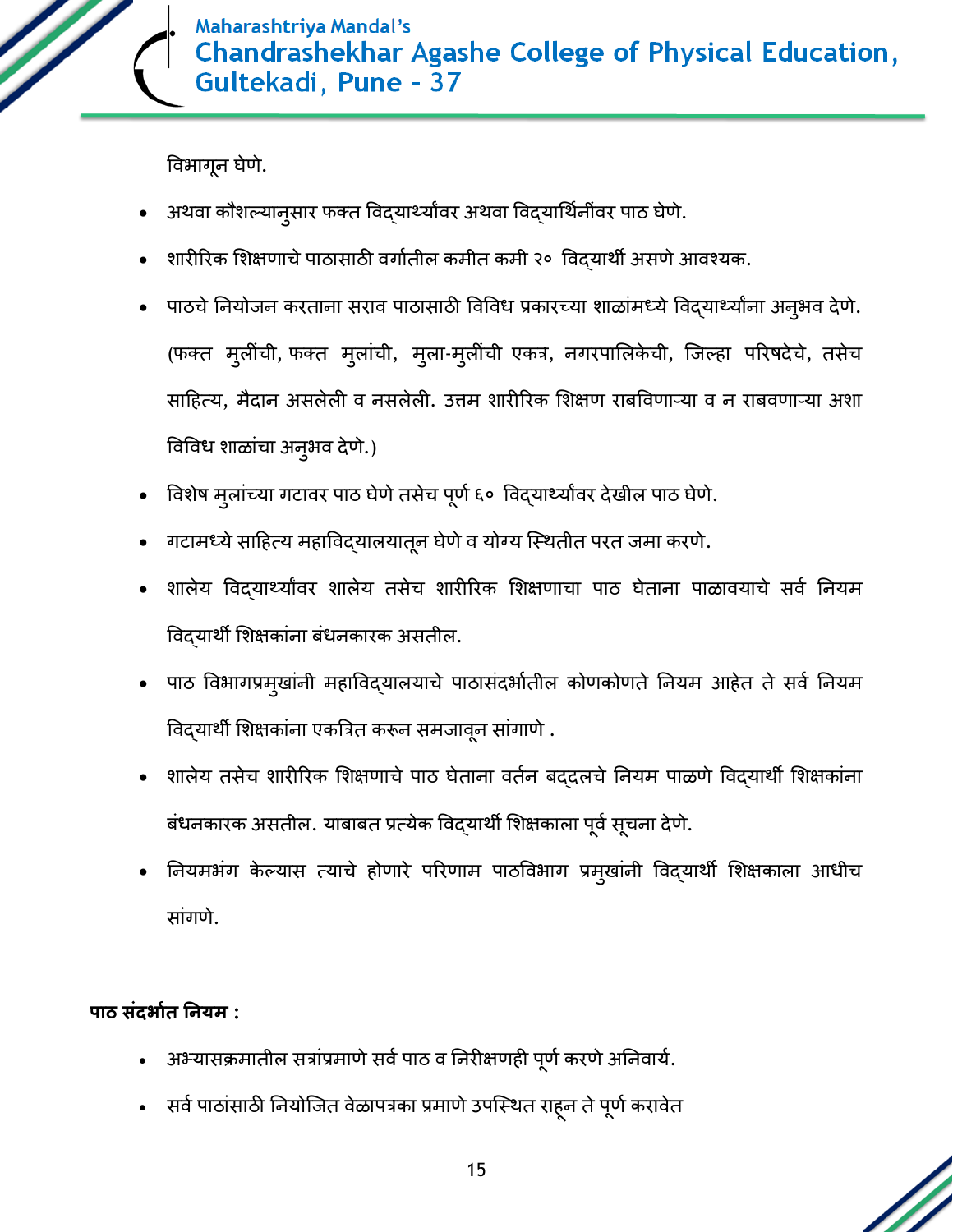विभागून घेणे.

- अथवा कौशल्यानुसार फक्त विद्यार्थ्यांवर अथवा विद्यार्थिनींवर पाठ घेणे.
- शारीरिक शिक्षणाचे पाठासाठी वर्गातील कमीत कमी २० विद्यार्थी असणे आवश्यक.
- पाठचे नियोजन करताना सराव पाठासाठी विविध प्रकारच्या शाळांमध्ये विद्यार्थ्यांना अनुभव देणे. (फक्त मुलींची, फक्त मुलांची, मुला-मुलींची एकत्र, नगरपालिकेची, जिल्हा परिषदेचे, तसेच साहित्य, मैदान असलेली व नसलेली. उत्तम शारीरिक शिक्षण राबविणाऱ्या व न राबवणाऱ्या अशा विविध शाळांचा अनुभव देणे.)
- विशेष मुलांच्या गटावर पाठ घेणे तसेच पूर्ण ६० विद्यार्थ्यांवर देखील पाठ घेणे.
- गटामध्ये साहित्य महाविद्यालयातून घेणे व योग्य स्थितीत परत जमा करणे.
- शालेय विद्यार्थ्यांवर शालेय तसेच शारीरिक शिक्षणाचा पाठ घेताना पाळावयाचे सर्व नियम विद्यार्थी शिक्षकांना बंधनकारक असतील.
- पाठ विभागप्रमुखांनी महाविद्यालयाचे पाठासंदर्भातील कोणकोणते नियम आहेत ते सर्व नियम विद्यार्थी शिक्षकांना एकत्रित करून समजावून सांगाणे .
- शालेय तसेच शारीरिक शिक्षणाचे पाठ घेताना वर्तन बद्दलचे नियम पाळणे विद्यार्थी शिक्षकांना बंधनकारक असतील. याबाबत प्रत्येक विद्यार्थी शिक्षकाला पूर्व सूचना देणे.
- नियमभंग केल्यास त्याचे होणारे परिणाम पाठविभाग प्रमुखांनी विद्यार्थी शिक्षकाला आधीच सांगणे.

**पाठ संदर्भात नियम :**

- अभ्यासक्रमातील सत्रांप्रमाणे सर्व पाठ व निरीक्षणही पूर्ण करणे अनिवार्य.
- सर्व पाठांसाठी नियोजित वेळापत्रका प्रमाणे उपस्थित राहून ते पूर्ण करावेत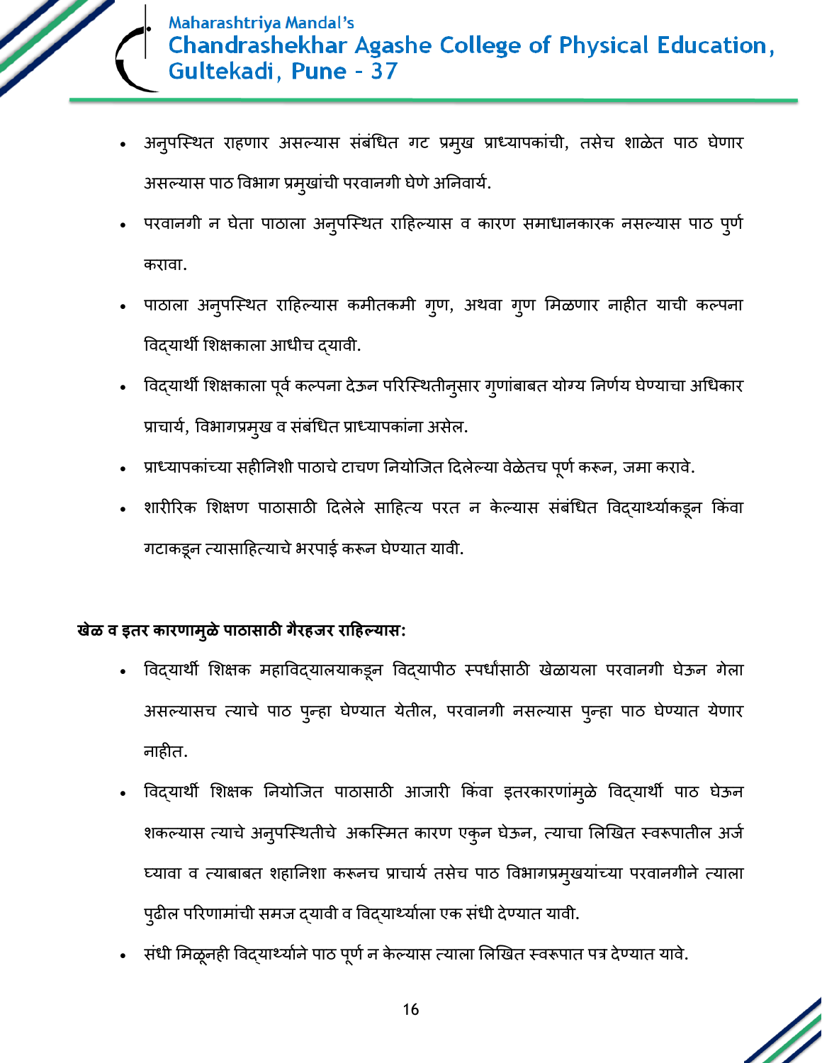- अनुपस्थित राहणार असल्यास संबंधित गट प्रमुख प्राध्यापकांची, तसेच शाळेत पाठ घेणार असल्यास पाठ विभाग प्रमुखांची परवानगी घेणे अनिवार्य.
- परवानगी न घेता पाठाला अनुपस्थित राहिल्यास व कारण समाधानकारक नसल्यास पाठ पुर्ण करावा.
- पाठाला अनुपस्थित राहिल्यास कमीतकमी गुण, अथवा गुण मिळणार नाहीत याची कल्पना विद्यार्थी शिक्षकाला आधीच द्यावी.
- विद्यार्थी शिक्षकाला पूर्व कल्पना देऊन परिस्थितीनुसार गुणांबाबत योग्य निर्णय घेण्याचा अधिकार प्राचार्य, विभागप्रमुख व संबंधित प्राध्यापकांना असेल.
- प्राध्यापकांच्या सहीनिशी पाठाचे टाचण नियोजित दिलेल्या वेळेतच पूर्ण करून, जमा करावे.
- शारीरिक शिक्षण पाठासाठी दिलेले साहित्य परत न केल्यास संबंधित विद्यार्थ्याकडून किंवा गटाकडून त्यासाहित्याचे भरपाई करून घेण्यात यावी.

**खेळ व इतर कारणामुळे पाठासाठी गैरहजर राहिल्यास:**

- विद्यार्थी शिक्षक महाविद्यालयाकडून विद्यापीठ स्पर्धांसाठी खेळायला परवानगी घेऊन गेला असल्यासच त्याचे पाठ पुन्हा घेण्यात येतील, परवानगी नसल्यास पुन्हा पाठ घेण्यात येणार नाहीत.
- विद्यार्थी शिक्षक नियोजित पाठासाठी आजारी किंवा इतरकारणांमुळे विद्यार्थी पाठ घेऊन शकल्यास त्याचे अनुपस्थितीचे अकस्मित कारण एकुन घेऊन, त्याचा लिखित स्वरूपातील अर्ज घ्यावा व त्याबाबत शहानिशा करूनच प्राचार्य तसेच पाठ विभागप्रमुखयांच्या परवानगीने त्याला पुढील परिणामांची समज द्यावी व विद्यार्थ्याला एक संधी देण्यात यावी.
- संधी मिळूनही विद्यार्थ्याने पाठ पूर्ण न केल्यास त्याला लिखित स्वरूपात पत्र देण्यात यावे.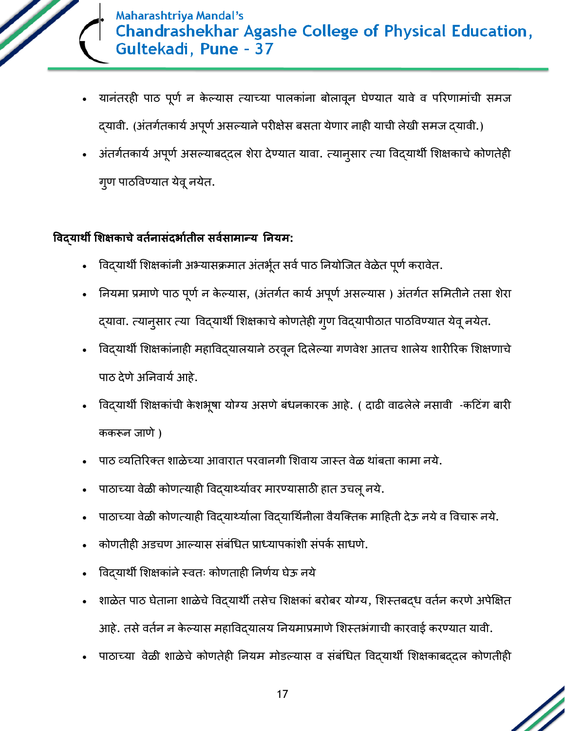- यानंतरही पाठ पूर्ण न केल्यास त्याच्या पालकांना बोलावून घेण्यात यावे व परिणामांची समज द्यावी. (अंतर्गतकार्य अपूर्ण असल्याने परीक्षेस बसता येणार नाही याची लेखी समज द्यावी.)
- अंतर्गतकार्य अपूर्ण असल्याबद्दल शेरा देण्यात यावा. त्यानुसार त्या विद्यार्थी शिक्षकाचे कोणतेही गुण पाठविण्यात येवू नयेत.

**विद्यार्थी शिक्षकाचे वर्तनासंदर्भातील सर्वसामान्य नियम:**

- विद्यार्थी शिक्षकांनी अभ्यासक्रमात अंतर्भूत सर्व पाठ नियोजित वेळेत पूर्ण करावेत.
- नियमा प्रमाणे पाठ पूर्ण न केल्यास, (अंतर्गत कार्य अपूर्ण असल्यास ) अंतर्गत समितीने तसा शेरा द्यावा. त्यानुसार त्या विद्यार्थी शिक्षकाचे कोणतेही गुण विद्यापीठात पाठविण्यात येवू नयेत.
- विद्यार्थी शिक्षकांनाही महाविद्यालयाने ठरवून दिलेल्या गणवेश आतच शालेय शारीरिक शिक्षणाचे पाठ देणे अनिवार्य आहे.
- विद्यार्थी शिक्षकांची केशभूषा योग्य असणे बंधनकारक आहे. ( दाढी वाढलेले नसावी -कटिंग बारी ककरून जाणे )
- पाठ व्यतिरिक्त शाळेच्या आवारात परवानगी शिवाय जास्त वेळ थांबता कामा नये.
- पाठाच्या वेळी कोणत्याही विद्यार्थ्यावर मारण्यासाठी हात उचलू नये.
- पाठाच्या वेळी कोणत्याही विद्यार्थ्याला विद्यार्थिनीला वैयक्तिक माहिती देऊ नये व विचारू नये.
- कोणतीही अडचण आल्यास संबंधित प्राध्यापकांशी संपर्क साधणे.
- विद्यार्थी शिक्षकांने स्वतः कोणताही निर्णय घेऊ नये
- शाळेत पाठ घेताना शाळेचे विद्यार्थी तसेच शिक्षकां बरोबर योग्य, शिस्तबद्ध वर्तन करणे अपेक्षित आहे. तसे वर्तन न केल्यास महाविद्यालय नियमाप्रमाणे शिस्तभंगाची कारवाई करण्यात यावी.
- पाठाच्या वेळी शाळेचे कोणतेही नियम मोडल्यास व संबंधित विद्यार्थी शिक्षकाबद्दल कोणतीही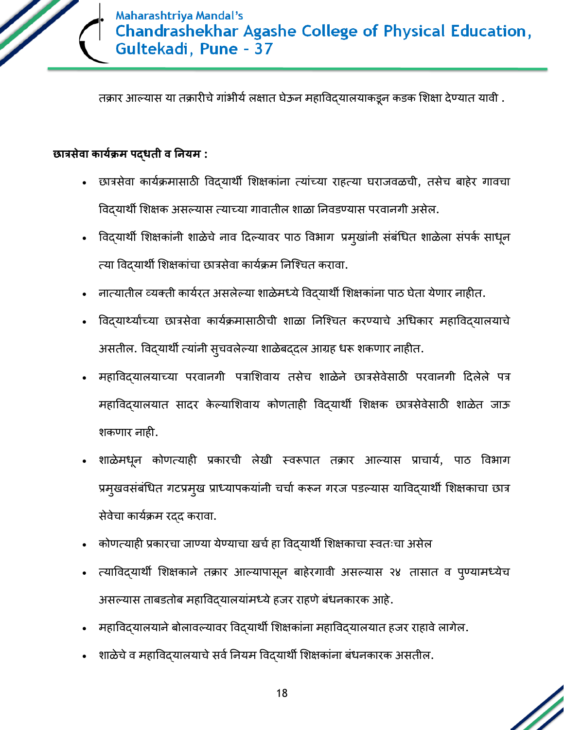तक्रार आल्यास या तक्रारीचे गांभीर्य लक्षात घेऊन महाविद्यालयाकडून कडक शिक्षा देण्यात यावी .

**छात्रसेवा कार्यक्रम पद्धती व नियम :**

- छात्रसेवा कार्यक्रमासाठी विद्यार्थी शिक्षकांना त्यांच्या राहत्या घराजवळची, तसेच बाहेर गावचा विद्यार्थी शिक्षक असल्यास त्याच्या गावातील शाळा निवडण्यास परवानगी असेल.
- विद्यार्थी शिक्षकांनी शाळेचे नाव दिल्यावर पाठ विभाग प्रमुखांनी संबंधित शाळेला संपर्क साधून त्या विद्यार्थी शिक्षकांचा छात्रसेवा कार्यक्रम निश्चित करावा.
- नात्यातील व्यक्ती कार्यरत असलेल्या शाळेमध्ये विद्यार्थी शिक्षकांना पाठ घेता येणार नाहीत.
- विद्यार्थ्यांच्या छात्रसेवा कार्यक्रमासाठीची शाळा निश्चित करण्याचे अधिकार महाविद्यालयाचे असतील. विद्यार्थी त्यांनी सुचवलेल्या शाळेबद्दल आग्रह धरू शकणार नाहीत.
- महाविद्यालयाच्या परवानगी पत्राशिवाय तसेच शाळेने छात्रसेवेसाठी परवानगी दिलेले पत्र महाविद्यालयात सादर केल्याशिवाय कोणताही विद्यार्थी शिक्षक छात्रसेवेसाठी शाळेत जाऊ शकणार नाही.
- शाळेमधून कोणत्याही प्रकारची लेखी स्वरूपात तक्रार आल्यास प्राचार्य, पाठ विभाग प्रमुखवसंबंधित गटप्रमुख प्राध्यापकयांनी चर्चा करून गरज पडल्यास याविद्यार्थी शिक्षकाचा छात्र सेवेचा कार्यक्रम रद्द करावा.
- कोणत्याही प्रकारचा जाण्या येण्याचा खर्च हा विद्यार्थी शिक्षकाचा स्वतःचा असेल
- त्याविद्यार्थी शिक्षकाने तक्रार आल्यापासून बाहेरगावी असल्यास २४ तासात व पुण्यामध्येच असल्यास ताबडतोब महाविद्यालयांमध्ये हजर राहणे बंधनकारक आहे.
- महाविद्यालयाने बोलावल्यावर विद्यार्थी शिक्षकांना महाविद्यालयात हजर राहावे लागेल.
- शाळेचे व महाविद्यालयाचे सर्व नियम विद्यार्थी शिक्षकांना बंधनकारक असतील.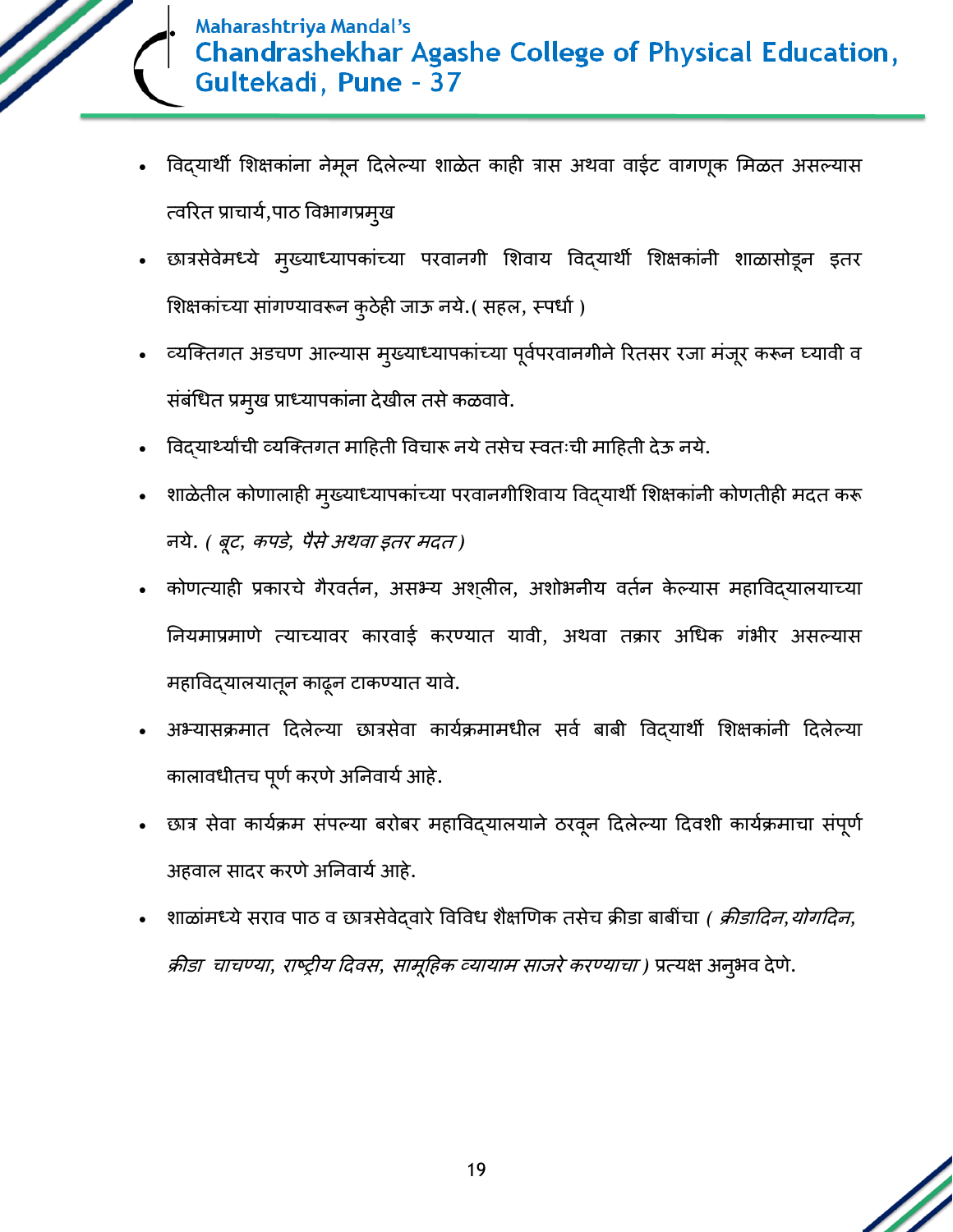- विद्यार्थी शिक्षकांना नेमून दिलेल्या शाळेत काही त्रास अथवा वाईट वागणूक मिळत असल्यास त्वरित प्राचार्य,पाठ विभागप्रमुख
- छात्रसेवेमध्ये मुख्याध्यापकांच्या परवानगी शिवाय विद्यार्थी शिक्षकांनी शाळासोडून इतर शिक्षकांच्या सांगण्यावरून कुठेही जाऊ नये.( सहल, स्पर्धा )
- व्यक्तिगत अडचण आल्यास मुख्याध्यापकांच्या पूर्वपरवानगीने रितसर रजा मंजूर करून घ्यावी व संबंधित प्रमुख प्राध्यापकांना देखील तसे कळवावे.
- विद्यार्थ्यांची व्यक्तिगत माहिती विचारू नये तसेच स्वतःची माहिती देऊ नये.
- शाळेतील कोणालाही मुख्याध्यापकांच्या परवानगीशिवाय विद्यार्थी शिक्षकांनी कोणतीही मदत करू नये. *( बूट, कपडे, पैसे अथवा इतर मदत )*
- कोणत्याही प्रकारचे गैरवर्तन, असभ्य अश्लील, अशोभनीय वर्तन केल्यास महाविद्यालयाच्या नियमाप्रमाणे त्याच्यावर कारवाई करण्यात यावी, अथवा तक्रार अधिक गंभीर असल्यास महाविद्यालयातून काढून टाकण्यात यावे.
- अभ्यासक्रमात दिलेल्या छात्रसेवा कार्यक्रमामधील सर्व बाबी विद्यार्थी शिक्षकांनी दिलेल्या कालावधीतच पूर्ण करणे अनिवार्य आहे.
- छात्र सेवा कार्यक्रम संपल्या बरोबर महाविद्यालयाने ठरवून दिलेल्या दिवशी कार्यक्रमाचा संपूर्ण अहवाल सादर करणे अनिवार्य आहे.
- शाळांमध्ये सराव पाठ व छात्रसेवेद्वारे विविध शैक्षणिक तसेच क्रीडा बाबींचा *( क्रीडादिन, योगदिन, क्रीडा चाचण्या, राष्ट्रीय दिवस, सामूहिक व्यायाम साजरे करण्याचा )* प्रत्यक्ष अनुभव देणे.